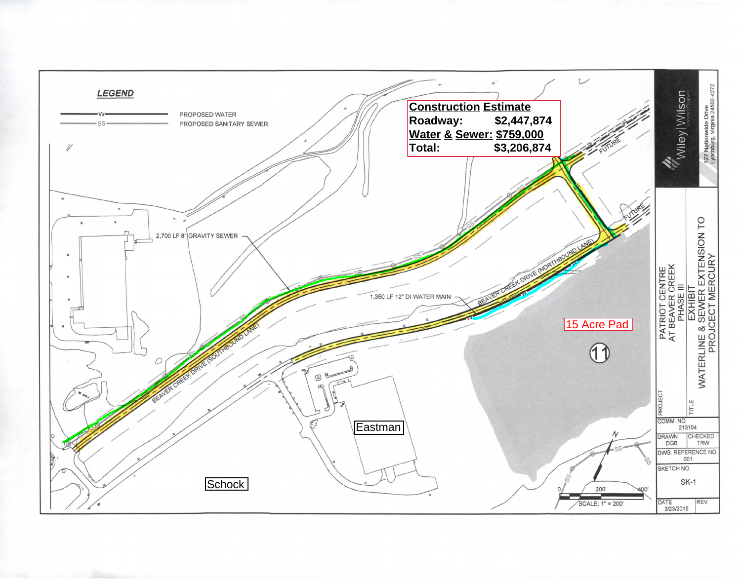## LEGEND

- —W— PROPOSED WATER
- —SS— PROPOSED SANITARY SEWER

**Construction Estimate**

| | |
|---|---|
| **Roadway:** | **$2,447,874** |
| **Water & Sewer:** | **$759,000** |
| **Total:** | **$3,206,874** |

2,700 LF 8" GRAVITY SEWER

1,350 LF 12" DI WATER MAIN

BEAVER CREEK DRIVE (SOUTHBOUND LANE)

BEAVER CREEK DRIVE (NORTHBOUND LANE)

FUTURE

FUTURE

15 Acre Pad

11

Eastman

Schock

SCALE: 1" = 200'

0 200' 400'

Wiley|Wilson

127 Nationwide Drive
Lynchburg, Virginia 24502-4272

PROJECT: PATRIOT CENTRE AT BEAVER CREEK PHASE III

TITLE: EXHIBIT WATERLINE & SEWER EXTENSION TO PROJECT MERCURY

COMM. NO. 213104

DRAWN DGB

CHECKED TRW

DWG. REFERENCE NO. 001

SKETCH NO. SK-1

DATE 3/23/2015

REV.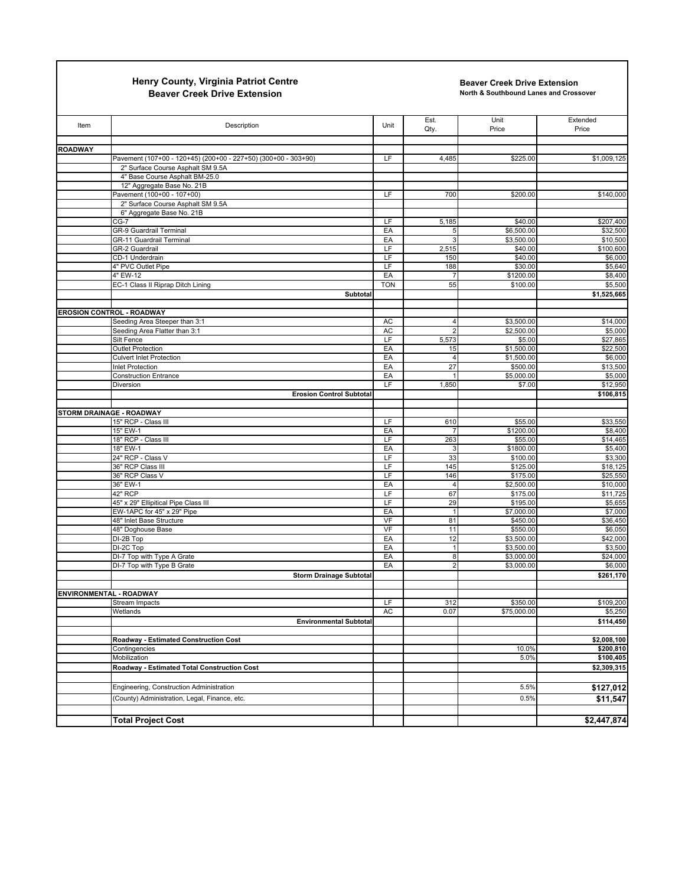**Henry County, Virginia Patriot Centre**
**Beaver Creek Drive Extension**

**Beaver Creek Drive Extension**
**North & Southbound Lanes and Crossover**

| Item | Description | Unit | Est. Qty. | Unit Price | Extended Price |
|---|---|---|---|---|---|
| **ROADWAY** | | | | | |
| | Pavement (107+00 - 120+45) (200+00 - 227+50) (300+00 - 303+90) | LF | 4,485 | $225.00 | $1,009,125 |
| | 2" Surface Course Asphalt SM 9.5A | | | | |
| | 4" Base Course Asphalt BM-25.0 | | | | |
| | 12" Aggregate Base No. 21B | | | | |
| | Pavement (100+00 - 107+00) | LF | 700 | $200.00 | $140,000 |
| | 2" Surface Course Asphalt SM 9.5A | | | | |
| | 6" Aggregate Base No. 21B | | | | |
| | CG-7 | LF | 5,185 | $40.00 | $207,400 |
| | GR-9 Guardrail Terminal | EA | 5 | $6,500.00 | $32,500 |
| | GR-11 Guardrail Terminal | EA | 3 | $3,500.00 | $10,500 |
| | GR-2 Guardrail | LF | 2,515 | $40.00 | $100,600 |
| | CD-1 Underdrain | LF | 150 | $40.00 | $6,000 |
| | 4" PVC Outlet Pipe | LF | 188 | $30.00 | $5,640 |
| | 4" EW-12 | EA | 7 | $1200.00 | $8,400 |
| | EC-1 Class II Riprap Ditch Lining | TON | 55 | $100.00 | $5,500 |
| | **Subtotal** | | | | **$1,525,665** |
| **EROSION CONTROL - ROADWAY** | | | | | |
| | Seeding Area Steeper than 3:1 | AC | 4 | $3,500.00 | $14,000 |
| | Seeding Area Flatter than 3:1 | AC | 2 | $2,500.00 | $5,000 |
| | Silt Fence | LF | 5,573 | $5.00 | $27,865 |
| | Outlet Protection | EA | 15 | $1,500.00 | $22,500 |
| | Culvert Inlet Protection | EA | 4 | $1,500.00 | $6,000 |
| | Inlet Protection | EA | 27 | $500.00 | $13,500 |
| | Construction Entrance | EA | 1 | $5,000.00 | $5,000 |
| | Diversion | LF | 1,850 | $7.00 | $12,950 |
| | **Erosion Control Subtotal** | | | | **$106,815** |
| **STORM DRAINAGE - ROADWAY** | | | | | |
| | 15" RCP - Class III | LF | 610 | $55.00 | $33,550 |
| | 15" EW-1 | EA | 7 | $1200.00 | $8,400 |
| | 18" RCP - Class III | LF | 263 | $55.00 | $14,465 |
| | 18" EW-1 | EA | 3 | $1800.00 | $5,400 |
| | 24" RCP - Class V | LF | 33 | $100.00 | $3,300 |
| | 36" RCP Class III | LF | 145 | $125.00 | $18,125 |
| | 36" RCP Class V | LF | 146 | $175.00 | $25,550 |
| | 36" EW-1 | EA | 4 | $2,500.00 | $10,000 |
| | 42" RCP | LF | 67 | $175.00 | $11,725 |
| | 45" x 29" Ellipitical Pipe Class III | LF | 29 | $195.00 | $5,655 |
| | EW-1APC for 45" x 29" Pipe | EA | 1 | $7,000.00 | $7,000 |
| | 48" Inlet Base Structure | VF | 81 | $450.00 | $36,450 |
| | 48" Doghouse Base | VF | 11 | $550.00 | $6,050 |
| | DI-2B Top | EA | 12 | $3,500.00 | $42,000 |
| | DI-2C Top | EA | 1 | $3,500.00 | $3,500 |
| | DI-7 Top with Type A Grate | EA | 8 | $3,000.00 | $24,000 |
| | DI-7 Top with Type B Grate | EA | 2 | $3,000.00 | $6,000 |
| | **Storm Drainage Subtotal** | | | | **$261,170** |
| **ENVIRONMENTAL - ROADWAY** | | | | | |
| | Stream Impacts | LF | 312 | $350.00 | $109,200 |
| | Wetlands | AC | 0.07 | $75,000.00 | $5,250 |
| | **Environmental Subtotal** | | | | **$114,450** |
| | **Roadway - Estimated Construction Cost** | | | | **$2,008,100** |
| | Contingencies | | | 10.0% | **$200,810** |
| | Mobilization | | | 5.0% | **$100,405** |
| | **Roadway - Estimated Total Construction Cost** | | | | **$2,309,315** |
| | Engineering, Construction Administration | | | 5.5% | **$127,012** |
| | (County) Administration, Legal, Finance, etc. | | | 0.5% | **$11,547** |
| | **Total Project Cost** | | | | **$2,447,874** |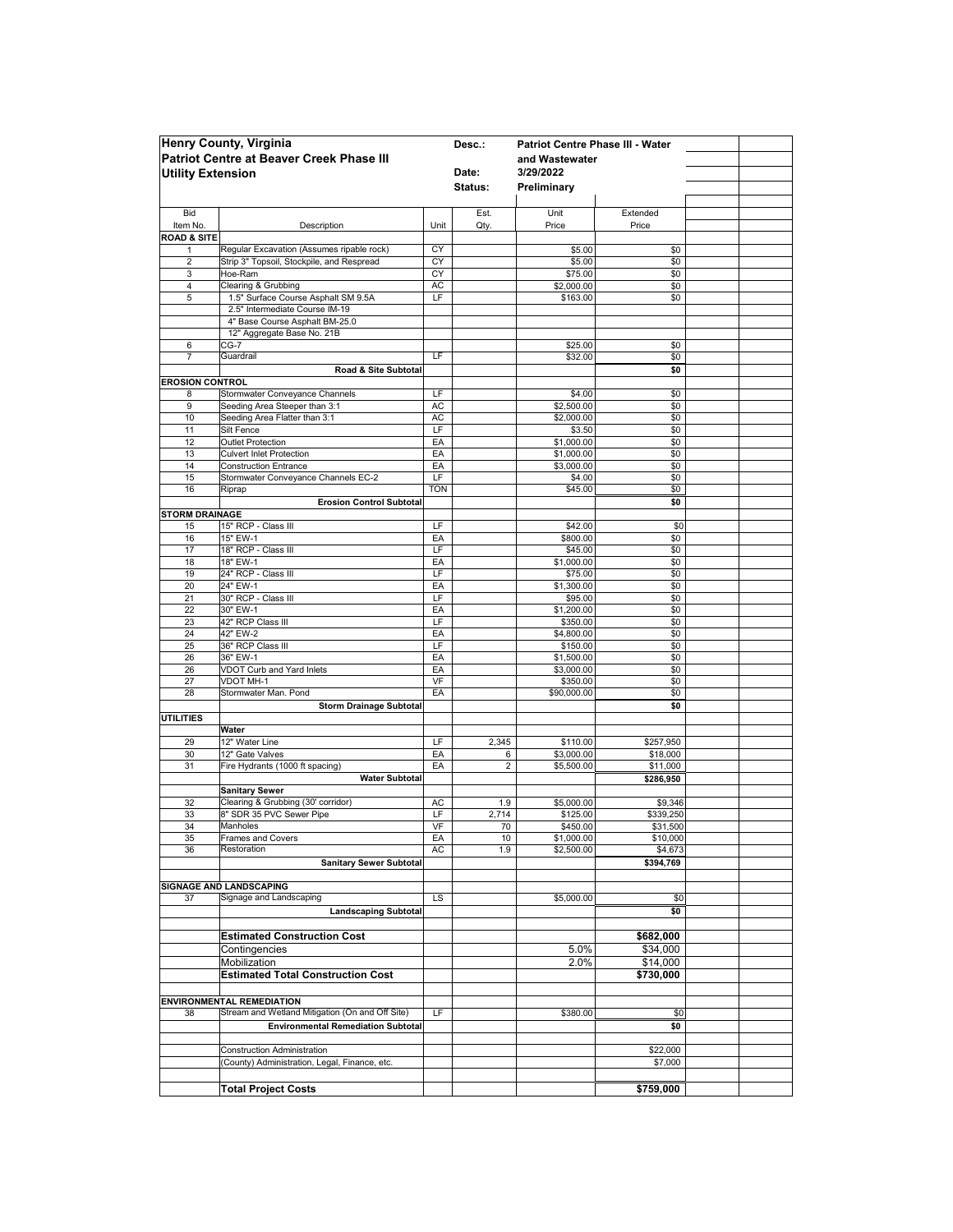| Henry County, Virginia<br>Patriot Centre at Beaver Creek Phase III<br>Utility Extension | | Desc.:<br><br>Date:<br>Status: | | Patriot Centre Phase III - Water and Wastewater<br>3/29/2022<br>Preliminary | |
|---|---|---|---|---|---|
| Bid Item No. | Description | Unit | Est. Qty. | Unit Price | Extended Price |
| **ROAD & SITE** | | | | | |
| 1 | Regular Excavation (Assumes ripable rock) | CY | | $5.00 | $0 |
| 2 | Strip 3" Topsoil, Stockpile, and Respread | CY | | $5.00 | $0 |
| 3 | Hoe-Ram | CY | | $75.00 | $0 |
| 4 | Clearing & Grubbing | AC | | $2,000.00 | $0 |
| 5 | 1.5" Surface Course Asphalt SM 9.5A | LF | | $163.00 | $0 |
| | 2.5" Intermediate Course IM-19 | | | | |
| | 4" Base Course Asphalt BM-25.0 | | | | |
| | 12" Aggregate Base No. 21B | | | | |
| 6 | CG-7 | | | $25.00 | $0 |
| 7 | Guardrail | LF | | $32.00 | $0 |
| | **Road & Site Subtotal** | | | | **$0** |
| **EROSION CONTROL** | | | | | |
| 8 | Stormwater Conveyance Channels | LF | | $4.00 | $0 |
| 9 | Seeding Area Steeper than 3:1 | AC | | $2,500.00 | $0 |
| 10 | Seeding Area Flatter than 3:1 | AC | | $2,000.00 | $0 |
| 11 | Silt Fence | LF | | $3.50 | $0 |
| 12 | Outlet Protection | EA | | $1,000.00 | $0 |
| 13 | Culvert Inlet Protection | EA | | $1,000.00 | $0 |
| 14 | Construction Entrance | EA | | $3,000.00 | $0 |
| 15 | Stormwater Conveyance Channels EC-2 | LF | | $4.00 | $0 |
| 16 | Riprap | TON | | $45.00 | $0 |
| | **Erosion Control Subtotal** | | | | **$0** |
| **STORM DRAINAGE** | | | | | |
| 15 | 15" RCP - Class III | LF | | $42.00 | $0 |
| 16 | 15" EW-1 | EA | | $800.00 | $0 |
| 17 | 18" RCP - Class III | LF | | $45.00 | $0 |
| 18 | 18" EW-1 | EA | | $1,000.00 | $0 |
| 19 | 24" RCP - Class III | LF | | $75.00 | $0 |
| 20 | 24" EW-1 | EA | | $1,300.00 | $0 |
| 21 | 30" RCP - Class III | LF | | $95.00 | $0 |
| 22 | 30" EW-1 | EA | | $1,200.00 | $0 |
| 23 | 42" RCP Class III | LF | | $350.00 | $0 |
| 24 | 42" EW-2 | EA | | $4,800.00 | $0 |
| 25 | 36" RCP Class III | LF | | $150.00 | $0 |
| 26 | 36" EW-1 | EA | | $1,500.00 | $0 |
| 26 | VDOT Curb and Yard Inlets | EA | | $3,000.00 | $0 |
| 27 | VDOT MH-1 | VF | | $350.00 | $0 |
| 28 | Stormwater Man. Pond | EA | | $90,000.00 | $0 |
| | **Storm Drainage Subtotal** | | | | **$0** |
| **UTILITIES** | | | | | |
| | **Water** | | | | |
| 29 | 12" Water Line | LF | 2,345 | $110.00 | $257,950 |
| 30 | 12" Gate Valves | EA | 6 | $3,000.00 | $18,000 |
| 31 | Fire Hydrants (1000 ft spacing) | EA | 2 | $5,500.00 | $11,000 |
| | **Water Subtotal** | | | | **$286,950** |
| | **Sanitary Sewer** | | | | |
| 32 | Clearing & Grubbing (30' corridor) | AC | 1.9 | $5,000.00 | $9,346 |
| 33 | 8" SDR 35 PVC Sewer Pipe | LF | 2,714 | $125.00 | $339,250 |
| 34 | Manholes | VF | 70 | $450.00 | $31,500 |
| 35 | Frames and Covers | EA | 10 | $1,000.00 | $10,000 |
| 36 | Restoration | AC | 1.9 | $2,500.00 | $4,673 |
| | **Sanitary Sewer Subtotal** | | | | **$394,769** |
| **SIGNAGE AND LANDSCAPING** | | | | | |
| 37 | Signage and Landscaping | LS | | $5,000.00 | $0 |
| | **Landscaping Subtotal** | | | | **$0** |
| | **Estimated Construction Cost** | | | | **$682,000** |
| | Contingencies | | | 5.0% | $34,000 |
| | Mobilization | | | 2.0% | $14,000 |
| | **Estimated Total Construction Cost** | | | | **$730,000** |
| **ENVIRONMENTAL REMEDIATION** | | | | | |
| 38 | Stream and Wetland Mitigation (On and Off Site) | LF | | $380.00 | $0 |
| | **Environmental Remediation Subtotal** | | | | **$0** |
| | Construction Administration | | | | $22,000 |
| | (County) Administration, Legal, Finance, etc. | | | | $7,000 |
| | **Total Project Costs** | | | | **$759,000** |